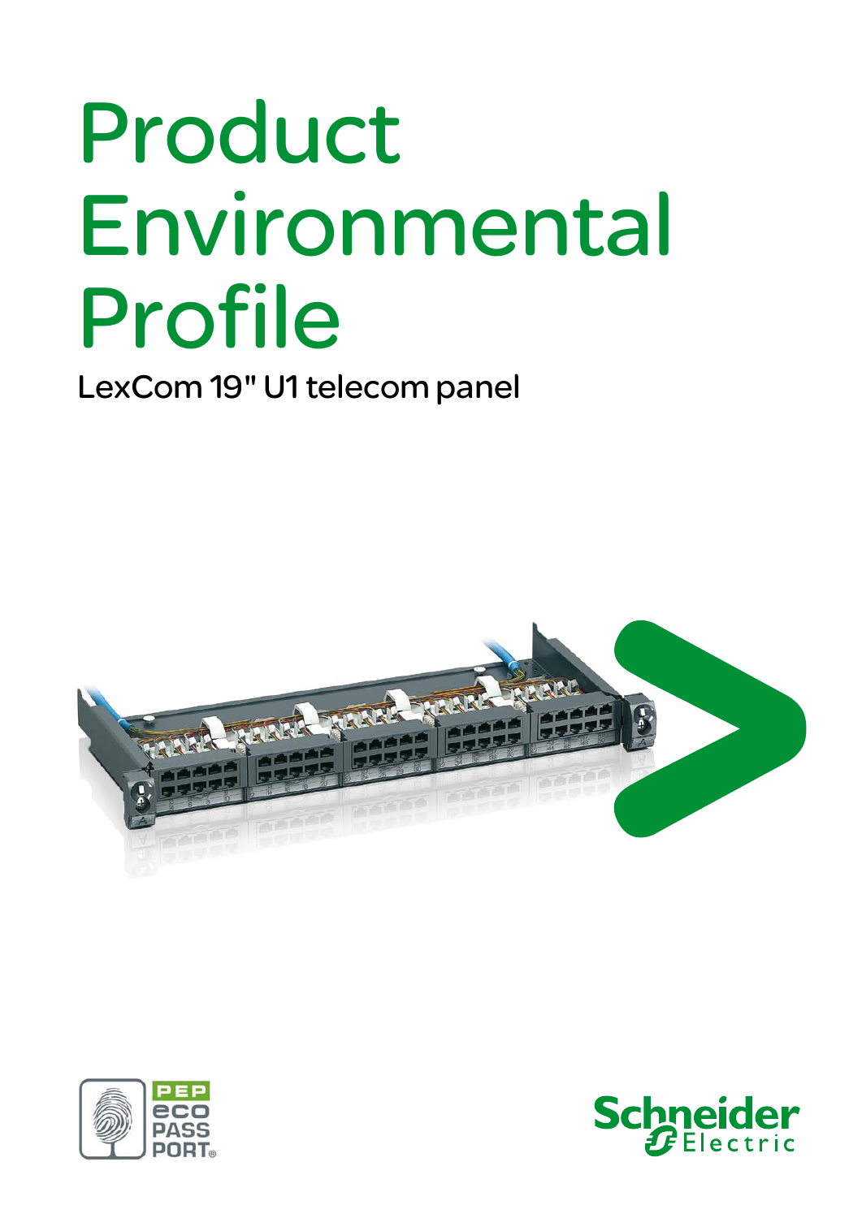# Product Environmental Profile

LexCom 19" U1 telecom panel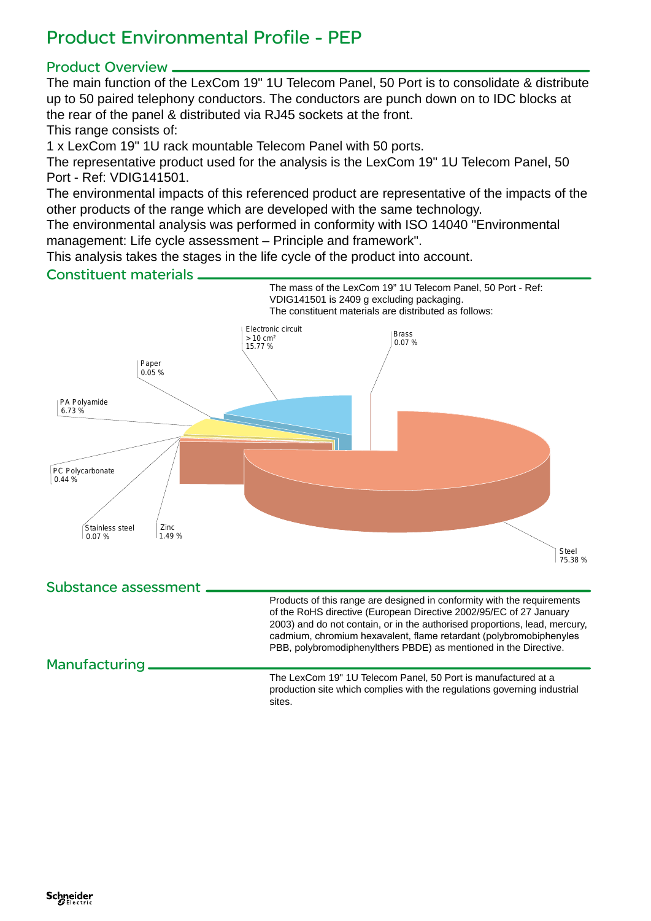# Product Environmental Profile - PEP

## Product Overview

The main function of the LexCom 19" 1U Telecom Panel, 50 Port is to consolidate & distribute up to 50 paired telephony conductors. The conductors are punch down on to IDC blocks at the rear of the panel & distributed via RJ45 sockets at the front.

This range consists of:

1 x LexCom 19" 1U rack mountable Telecom Panel with 50 ports.

The representative product used for the analysis is the LexCom 19" 1U Telecom Panel, 50 Port - Ref: VDIG141501.

The environmental impacts of this referenced product are representative of the impacts of the other products of the range which are developed with the same technology.

The environmental analysis was performed in conformity with ISO 14040 "Environmental management: Life cycle assessment – Principle and framework".

This analysis takes the stages in the life cycle of the product into account.

## Constituent materials

The mass of the LexCom 19" 1U Telecom Panel, 50 Port - Ref: VDIG141501 is 2409 g excluding packaging.

The constituent materials are distributed as follows:

- Steel 75.38 %
- Electronic circuit > 10 cm² 15.77 %
- PA Polyamide 6.73 %
- Zinc 1.49 %
- PC Polycarbonate 0.44 %
- Brass 0.07 %
- Stainless steel 0.07 %
- Paper 0.05 %

## Substance assessment

Products of this range are designed in conformity with the requirements of the RoHS directive (European Directive 2002/95/EC of 27 January 2003) and do not contain, or in the authorised proportions, lead, mercury, cadmium, chromium hexavalent, flame retardant (polybromobiphenyles PBB, polybromodiphenylthers PBDE) as mentioned in the Directive.

## Manufacturing

The LexCom 19" 1U Telecom Panel, 50 Port is manufactured at a production site which complies with the regulations governing industrial sites.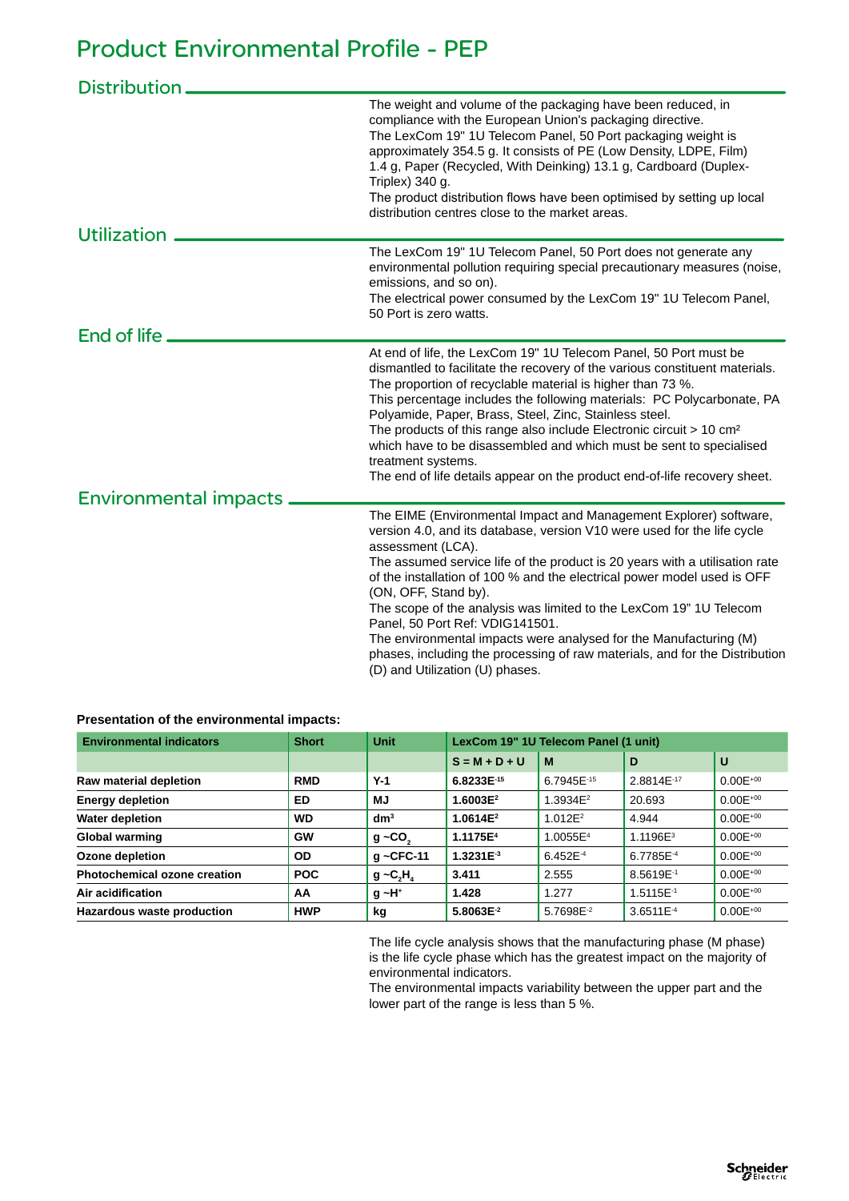# Product Environmental Profile - PEP

## Distribution

The weight and volume of the packaging have been reduced, in compliance with the European Union's packaging directive.
The LexCom 19" 1U Telecom Panel, 50 Port packaging weight is approximately 354.5 g. It consists of PE (Low Density, LDPE, Film) 1.4 g, Paper (Recycled, With Deinking) 13.1 g, Cardboard (Duplex-Triplex) 340 g.
The product distribution flows have been optimised by setting up local distribution centres close to the market areas.

## Utilization

The LexCom 19" 1U Telecom Panel, 50 Port does not generate any environmental pollution requiring special precautionary measures (noise, emissions, and so on).
The electrical power consumed by the LexCom 19" 1U Telecom Panel, 50 Port is zero watts.

## End of life

At end of life, the LexCom 19" 1U Telecom Panel, 50 Port must be dismantled to facilitate the recovery of the various constituent materials. The proportion of recyclable material is higher than 73 %.
This percentage includes the following materials: PC Polycarbonate, PA Polyamide, Paper, Brass, Steel, Zinc, Stainless steel.
The products of this range also include Electronic circuit > 10 cm² which have to be disassembled and which must be sent to specialised treatment systems.
The end of life details appear on the product end-of-life recovery sheet.

## Environmental impacts

The EIME (Environmental Impact and Management Explorer) software, version 4.0, and its database, version V10 were used for the life cycle assessment (LCA).
The assumed service life of the product is 20 years with a utilisation rate of the installation of 100 % and the electrical power model used is OFF (ON, OFF, Stand by).
The scope of the analysis was limited to the LexCom 19" 1U Telecom Panel, 50 Port Ref: VDIG141501.
The environmental impacts were analysed for the Manufacturing (M) phases, including the processing of raw materials, and for the Distribution (D) and Utilization (U) phases.

**Presentation of the environmental impacts:**

| Environmental indicators | Short | Unit | LexCom 19" 1U Telecom Panel (1 unit) | | | |
|---|---|---|---|---|---|---|
| | | | S = M + D + U | M | D | U |
| Raw material depletion | RMD | Y-1 | **6.8233E-15** | 6.7945E-15 | 2.8814E-17 | 0.00E+00 |
| Energy depletion | ED | MJ | **1.6003E2** | 1.3934E2 | 20.693 | 0.00E+00 |
| Water depletion | WD | dm³ | **1.0614E2** | 1.012E2 | 4.944 | 0.00E+00 |
| Global warming | GW | g ~$CO_2$ | **1.1175E4** | 1.0055E4 | 1.1196E3 | 0.00E+00 |
| Ozone depletion | OD | g ~CFC-11 | **1.3231E-3** | 6.452E-4 | 6.7785E-4 | 0.00E+00 |
| Photochemical ozone creation | POC | g ~$C_2H_4$ | **3.411** | 2.555 | 8.5619E-1 | 0.00E+00 |
| Air acidification | AA | g ~$H^+$ | **1.428** | 1.277 | 1.5115E-1 | 0.00E+00 |
| Hazardous waste production | HWP | kg | **5.8063E-2** | 5.7698E-2 | 3.6511E-4 | 0.00E+00 |

The life cycle analysis shows that the manufacturing phase (M phase) is the life cycle phase which has the greatest impact on the majority of environmental indicators.
The environmental impacts variability between the upper part and the lower part of the range is less than 5 %.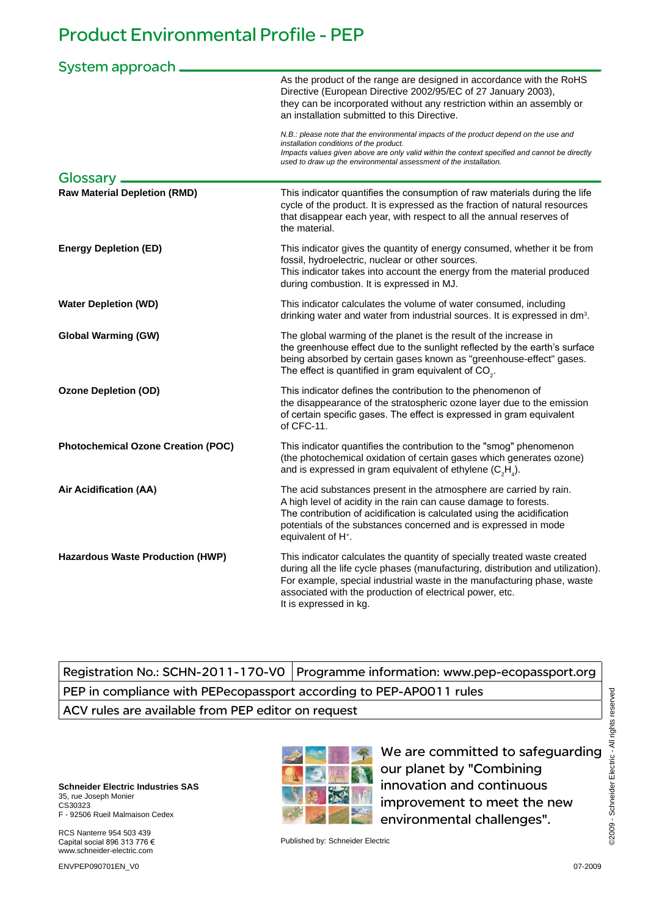# Product Environmental Profile - PEP

## System approach

As the product of the range are designed in accordance with the RoHS Directive (European Directive 2002/95/EC of 27 January 2003), they can be incorporated without any restriction within an assembly or an installation submitted to this Directive.

*N.B.: please note that the environmental impacts of the product depend on the use and installation conditions of the product.*
*Impacts values given above are only valid within the context specified and cannot be directly used to draw up the environmental assessment of the installation.*

## Glossary

**Raw Material Depletion (RMD)**

This indicator quantifies the consumption of raw materials during the life cycle of the product. It is expressed as the fraction of natural resources that disappear each year, with respect to all the annual reserves of the material.

**Energy Depletion (ED)**

This indicator gives the quantity of energy consumed, whether it be from fossil, hydroelectric, nuclear or other sources.
This indicator takes into account the energy from the material produced during combustion. It is expressed in MJ.

**Water Depletion (WD)**

This indicator calculates the volume of water consumed, including drinking water and water from industrial sources. It is expressed in $dm^3$.

**Global Warming (GW)**

The global warming of the planet is the result of the increase in the greenhouse effect due to the sunlight reflected by the earth's surface being absorbed by certain gases known as "greenhouse-effect" gases. The effect is quantified in gram equivalent of $CO_2$.

**Ozone Depletion (OD)**

This indicator defines the contribution to the phenomenon of the disappearance of the stratospheric ozone layer due to the emission of certain specific gases. The effect is expressed in gram equivalent of CFC-11.

**Photochemical Ozone Creation (POC)**

This indicator quantifies the contribution to the "smog" phenomenon (the photochemical oxidation of certain gases which generates ozone) and is expressed in gram equivalent of ethylene ($C_2H_4$).

**Air Acidification (AA)**

The acid substances present in the atmosphere are carried by rain. A high level of acidity in the rain can cause damage to forests. The contribution of acidification is calculated using the acidification potentials of the substances concerned and is expressed in mode equivalent of $H^+$.

**Hazardous Waste Production (HWP)**

This indicator calculates the quantity of specially treated waste created during all the life cycle phases (manufacturing, distribution and utilization). For example, special industrial waste in the manufacturing phase, waste associated with the production of electrical power, etc.
It is expressed in kg.

| | |
|---|---|
| Registration No.: SCHN-2011-170-V0 | Programme information: www.pep-ecopassport.org |
| PEP in compliance with PEPecopassport according to PEP-AP0011 rules | |
| ACV rules are available from PEP editor on request | |

We are committed to safeguarding our planet by "Combining innovation and continuous improvement to meet the new environmental challenges".

**Schneider Electric Industries SAS**
35, rue Joseph Monier
CS30323
F - 92506 Rueil Malmaison Cedex

RCS Nanterre 954 503 439
Capital social 896 313 776 €
www.schneider-electric.com

Published by: Schneider Electric

ENVPEP090701EN_V0

07-2009

©2009 - Schneider Electric - All rights reserved